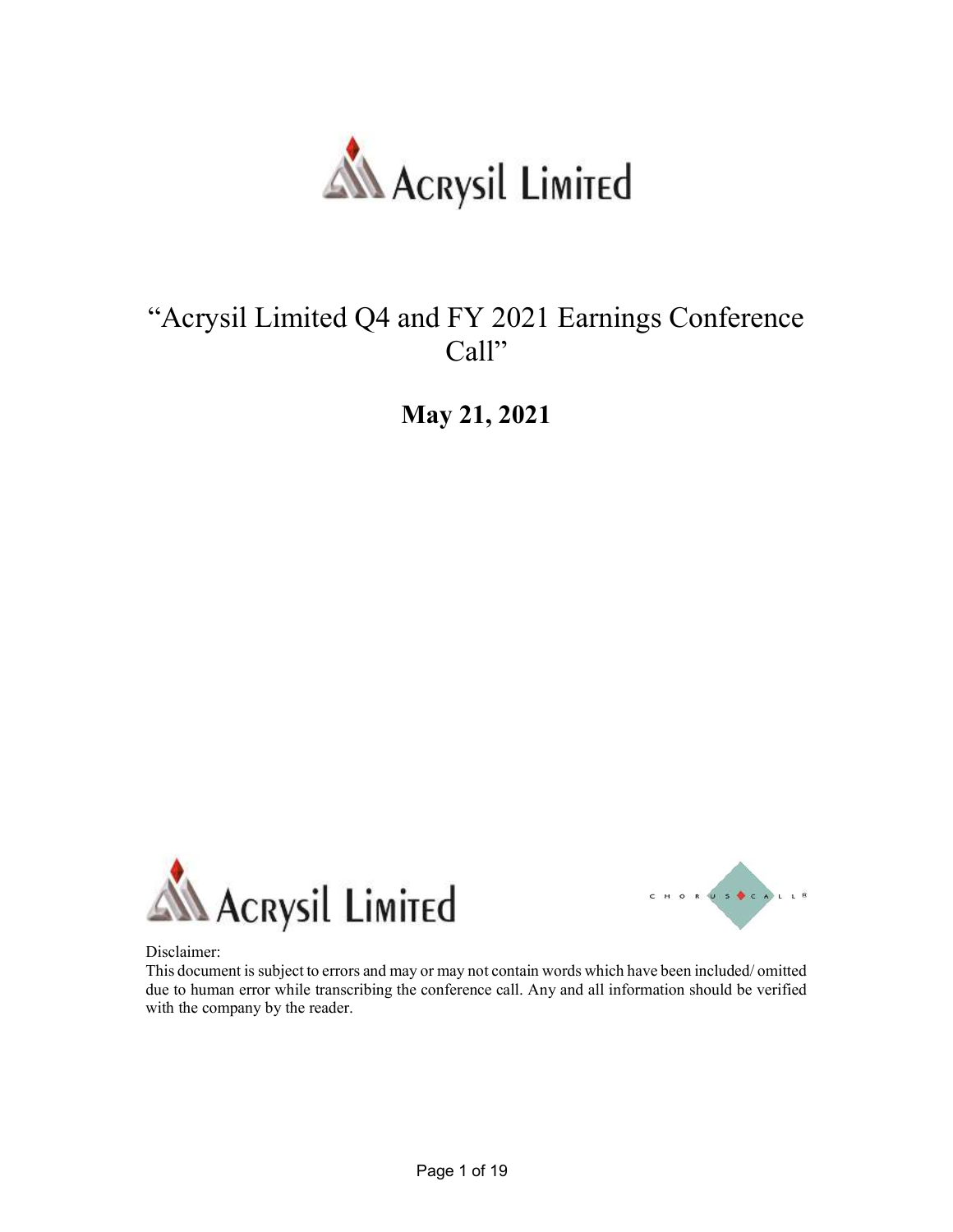# Acrysil Limited

## "Acrysil Limited Q4 and FY 2021 Earnings Conference Call"

**May 21, 2021**

Acrysil Limited

CHORUS CALL

Disclaimer:
This document is subject to errors and may or may not contain words which have been included/ omitted due to human error while transcribing the conference call. Any and all information should be verified with the company by the reader.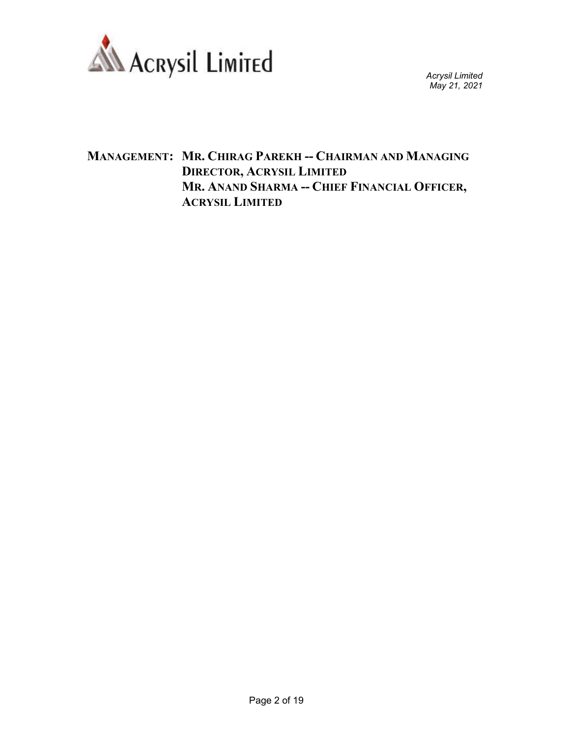**MANAGEMENT: MR. CHIRAG PAREKH -- CHAIRMAN AND MANAGING DIRECTOR, ACRYSIL LIMITED**
**MR. ANAND SHARMA -- CHIEF FINANCIAL OFFICER, ACRYSIL LIMITED**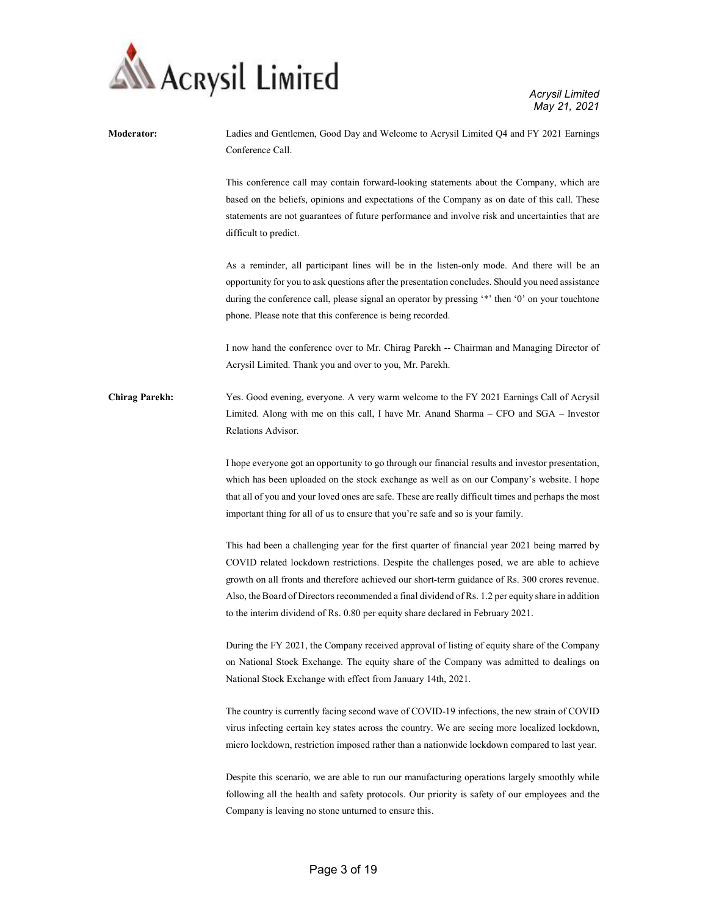**Moderator:** Ladies and Gentlemen, Good Day and Welcome to Acrysil Limited Q4 and FY 2021 Earnings Conference Call.

This conference call may contain forward-looking statements about the Company, which are based on the beliefs, opinions and expectations of the Company as on date of this call. These statements are not guarantees of future performance and involve risk and uncertainties that are difficult to predict.

As a reminder, all participant lines will be in the listen-only mode. And there will be an opportunity for you to ask questions after the presentation concludes. Should you need assistance during the conference call, please signal an operator by pressing '*' then '0' on your touchtone phone. Please note that this conference is being recorded.

I now hand the conference over to Mr. Chirag Parekh -- Chairman and Managing Director of Acrysil Limited. Thank you and over to you, Mr. Parekh.

**Chirag Parekh:** Yes. Good evening, everyone. A very warm welcome to the FY 2021 Earnings Call of Acrysil Limited. Along with me on this call, I have Mr. Anand Sharma – CFO and SGA – Investor Relations Advisor.

I hope everyone got an opportunity to go through our financial results and investor presentation, which has been uploaded on the stock exchange as well as on our Company's website. I hope that all of you and your loved ones are safe. These are really difficult times and perhaps the most important thing for all of us to ensure that you're safe and so is your family.

This had been a challenging year for the first quarter of financial year 2021 being marred by COVID related lockdown restrictions. Despite the challenges posed, we are able to achieve growth on all fronts and therefore achieved our short-term guidance of Rs. 300 crores revenue. Also, the Board of Directors recommended a final dividend of Rs. 1.2 per equity share in addition to the interim dividend of Rs. 0.80 per equity share declared in February 2021.

During the FY 2021, the Company received approval of listing of equity share of the Company on National Stock Exchange. The equity share of the Company was admitted to dealings on National Stock Exchange with effect from January 14th, 2021.

The country is currently facing second wave of COVID-19 infections, the new strain of COVID virus infecting certain key states across the country. We are seeing more localized lockdown, micro lockdown, restriction imposed rather than a nationwide lockdown compared to last year.

Despite this scenario, we are able to run our manufacturing operations largely smoothly while following all the health and safety protocols. Our priority is safety of our employees and the Company is leaving no stone unturned to ensure this.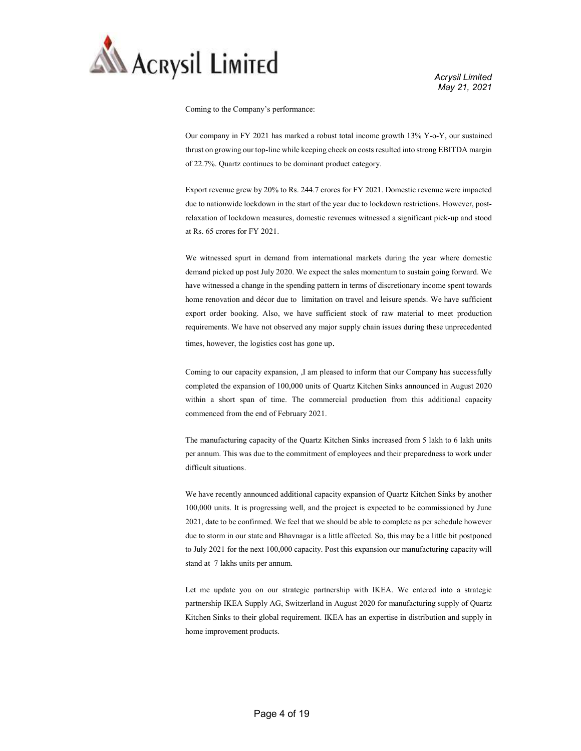Coming to the Company's performance:

Our company in FY 2021 has marked a robust total income growth 13% Y-o-Y, our sustained thrust on growing our top-line while keeping check on costs resulted into strong EBITDA margin of 22.7%. Quartz continues to be dominant product category.

Export revenue grew by 20% to Rs. 244.7 crores for FY 2021. Domestic revenue were impacted due to nationwide lockdown in the start of the year due to lockdown restrictions. However, post-relaxation of lockdown measures, domestic revenues witnessed a significant pick-up and stood at Rs. 65 crores for FY 2021.

We witnessed spurt in demand from international markets during the year where domestic demand picked up post July 2020. We expect the sales momentum to sustain going forward. We have witnessed a change in the spending pattern in terms of discretionary income spent towards home renovation and décor due to limitation on travel and leisure spends. We have sufficient export order booking. Also, we have sufficient stock of raw material to meet production requirements. We have not observed any major supply chain issues during these unprecedented times, however, the logistics cost has gone up.

Coming to our capacity expansion, ,I am pleased to inform that our Company has successfully completed the expansion of 100,000 units of Quartz Kitchen Sinks announced in August 2020 within a short span of time. The commercial production from this additional capacity commenced from the end of February 2021.

The manufacturing capacity of the Quartz Kitchen Sinks increased from 5 lakh to 6 lakh units per annum. This was due to the commitment of employees and their preparedness to work under difficult situations.

We have recently announced additional capacity expansion of Quartz Kitchen Sinks by another 100,000 units. It is progressing well, and the project is expected to be commissioned by June 2021, date to be confirmed. We feel that we should be able to complete as per schedule however due to storm in our state and Bhavnagar is a little affected. So, this may be a little bit postponed to July 2021 for the next 100,000 capacity. Post this expansion our manufacturing capacity will stand at 7 lakhs units per annum.

Let me update you on our strategic partnership with IKEA. We entered into a strategic partnership IKEA Supply AG, Switzerland in August 2020 for manufacturing supply of Quartz Kitchen Sinks to their global requirement. IKEA has an expertise in distribution and supply in home improvement products.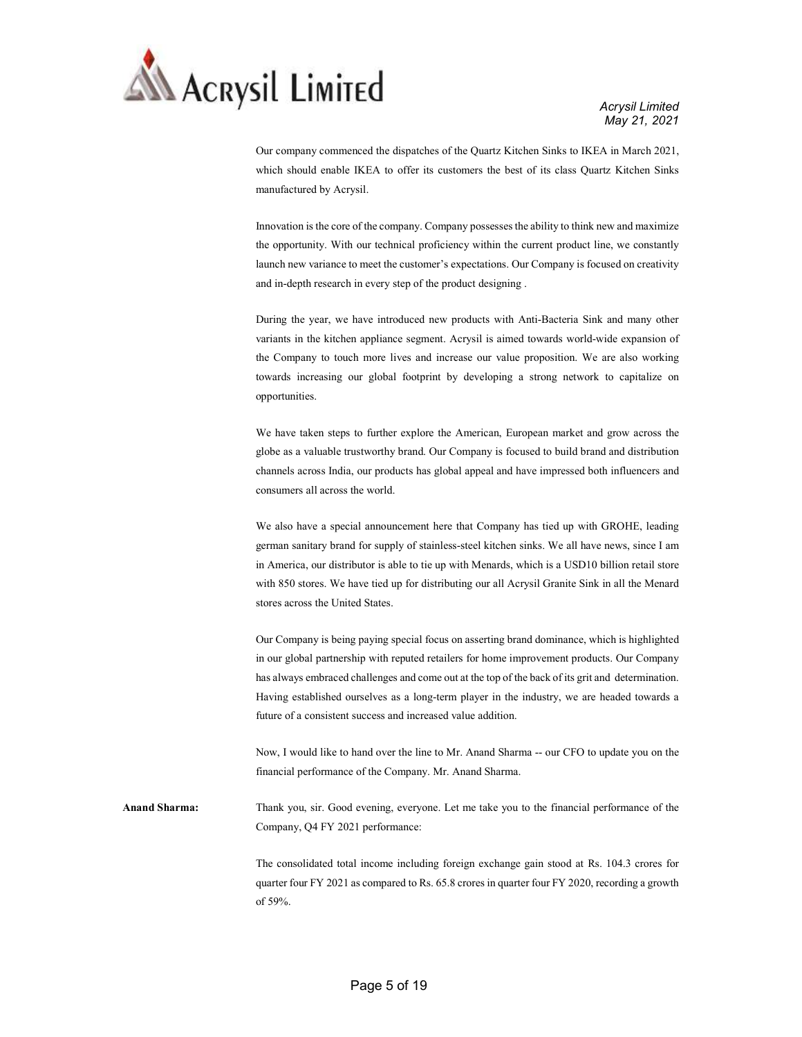Our company commenced the dispatches of the Quartz Kitchen Sinks to IKEA in March 2021, which should enable IKEA to offer its customers the best of its class Quartz Kitchen Sinks manufactured by Acrysil.

Innovation is the core of the company. Company possesses the ability to think new and maximize the opportunity. With our technical proficiency within the current product line, we constantly launch new variance to meet the customer's expectations. Our Company is focused on creativity and in-depth research in every step of the product designing .

During the year, we have introduced new products with Anti-Bacteria Sink and many other variants in the kitchen appliance segment. Acrysil is aimed towards world-wide expansion of the Company to touch more lives and increase our value proposition. We are also working towards increasing our global footprint by developing a strong network to capitalize on opportunities.

We have taken steps to further explore the American, European market and grow across the globe as a valuable trustworthy brand. Our Company is focused to build brand and distribution channels across India, our products has global appeal and have impressed both influencers and consumers all across the world.

We also have a special announcement here that Company has tied up with GROHE, leading german sanitary brand for supply of stainless-steel kitchen sinks. We all have news, since I am in America, our distributor is able to tie up with Menards, which is a USD10 billion retail store with 850 stores. We have tied up for distributing our all Acrysil Granite Sink in all the Menard stores across the United States.

Our Company is being paying special focus on asserting brand dominance, which is highlighted in our global partnership with reputed retailers for home improvement products. Our Company has always embraced challenges and come out at the top of the back of its grit and determination. Having established ourselves as a long-term player in the industry, we are headed towards a future of a consistent success and increased value addition.

Now, I would like to hand over the line to Mr. Anand Sharma -- our CFO to update you on the financial performance of the Company. Mr. Anand Sharma.

**Anand Sharma:** Thank you, sir. Good evening, everyone. Let me take you to the financial performance of the Company, Q4 FY 2021 performance:

The consolidated total income including foreign exchange gain stood at Rs. 104.3 crores for quarter four FY 2021 as compared to Rs. 65.8 crores in quarter four FY 2020, recording a growth of 59%.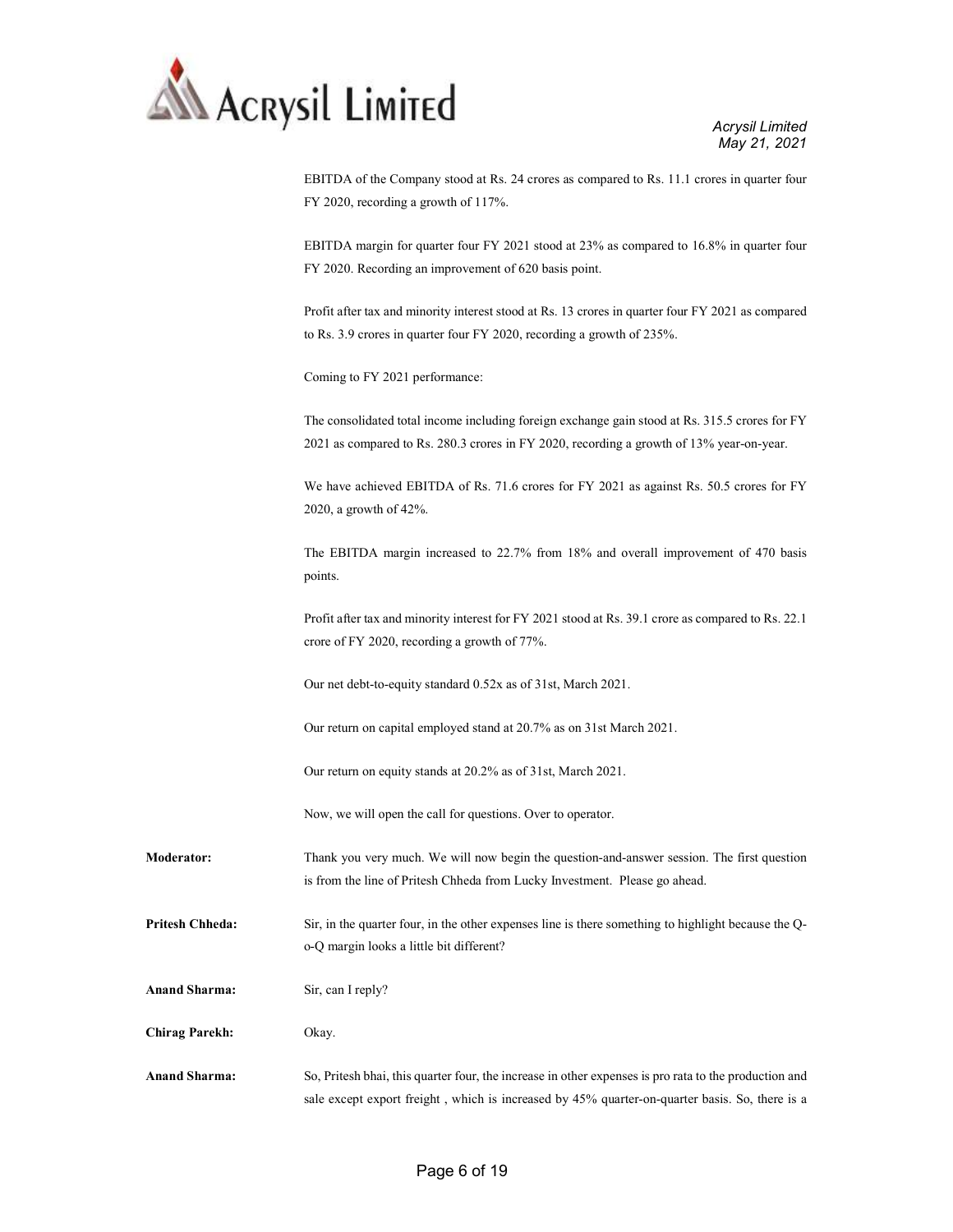EBITDA of the Company stood at Rs. 24 crores as compared to Rs. 11.1 crores in quarter four FY 2020, recording a growth of 117%.

EBITDA margin for quarter four FY 2021 stood at 23% as compared to 16.8% in quarter four FY 2020. Recording an improvement of 620 basis point.

Profit after tax and minority interest stood at Rs. 13 crores in quarter four FY 2021 as compared to Rs. 3.9 crores in quarter four FY 2020, recording a growth of 235%.

Coming to FY 2021 performance:

The consolidated total income including foreign exchange gain stood at Rs. 315.5 crores for FY 2021 as compared to Rs. 280.3 crores in FY 2020, recording a growth of 13% year-on-year.

We have achieved EBITDA of Rs. 71.6 crores for FY 2021 as against Rs. 50.5 crores for FY 2020, a growth of 42%.

The EBITDA margin increased to 22.7% from 18% and overall improvement of 470 basis points.

Profit after tax and minority interest for FY 2021 stood at Rs. 39.1 crore as compared to Rs. 22.1 crore of FY 2020, recording a growth of 77%.

Our net debt-to-equity standard 0.52x as of 31st, March 2021.

Our return on capital employed stand at 20.7% as on 31st March 2021.

Our return on equity stands at 20.2% as of 31st, March 2021.

Now, we will open the call for questions. Over to operator.

**Moderator:** Thank you very much. We will now begin the question-and-answer session. The first question is from the line of Pritesh Chheda from Lucky Investment. Please go ahead.

**Pritesh Chheda:** Sir, in the quarter four, in the other expenses line is there something to highlight because the Q-o-Q margin looks a little bit different?

**Anand Sharma:** Sir, can I reply?

**Chirag Parekh:** Okay.

**Anand Sharma:** So, Pritesh bhai, this quarter four, the increase in other expenses is pro rata to the production and sale except export freight , which is increased by 45% quarter-on-quarter basis. So, there is a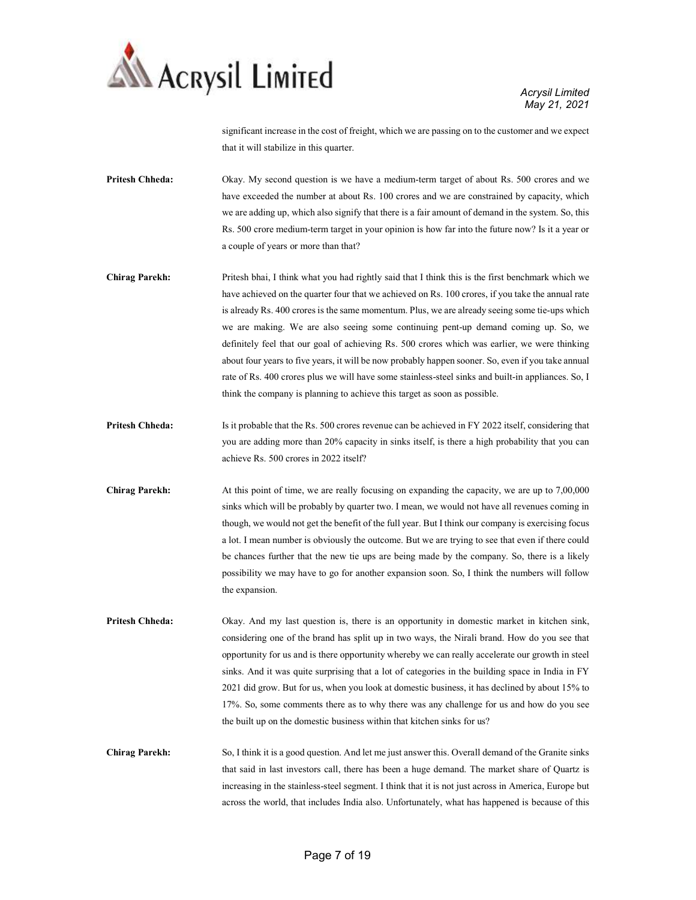significant increase in the cost of freight, which we are passing on to the customer and we expect that it will stabilize in this quarter.

**Pritesh Chheda:** Okay. My second question is we have a medium-term target of about Rs. 500 crores and we have exceeded the number at about Rs. 100 crores and we are constrained by capacity, which we are adding up, which also signify that there is a fair amount of demand in the system. So, this Rs. 500 crore medium-term target in your opinion is how far into the future now? Is it a year or a couple of years or more than that?

**Chirag Parekh:** Pritesh bhai, I think what you had rightly said that I think this is the first benchmark which we have achieved on the quarter four that we achieved on Rs. 100 crores, if you take the annual rate is already Rs. 400 crores is the same momentum. Plus, we are already seeing some tie-ups which we are making. We are also seeing some continuing pent-up demand coming up. So, we definitely feel that our goal of achieving Rs. 500 crores which was earlier, we were thinking about four years to five years, it will be now probably happen sooner. So, even if you take annual rate of Rs. 400 crores plus we will have some stainless-steel sinks and built-in appliances. So, I think the company is planning to achieve this target as soon as possible.

**Pritesh Chheda:** Is it probable that the Rs. 500 crores revenue can be achieved in FY 2022 itself, considering that you are adding more than 20% capacity in sinks itself, is there a high probability that you can achieve Rs. 500 crores in 2022 itself?

**Chirag Parekh:** At this point of time, we are really focusing on expanding the capacity, we are up to 7,00,000 sinks which will be probably by quarter two. I mean, we would not have all revenues coming in though, we would not get the benefit of the full year. But I think our company is exercising focus a lot. I mean number is obviously the outcome. But we are trying to see that even if there could be chances further that the new tie ups are being made by the company. So, there is a likely possibility we may have to go for another expansion soon. So, I think the numbers will follow the expansion.

**Pritesh Chheda:** Okay. And my last question is, there is an opportunity in domestic market in kitchen sink, considering one of the brand has split up in two ways, the Nirali brand. How do you see that opportunity for us and is there opportunity whereby we can really accelerate our growth in steel sinks. And it was quite surprising that a lot of categories in the building space in India in FY 2021 did grow. But for us, when you look at domestic business, it has declined by about 15% to 17%. So, some comments there as to why there was any challenge for us and how do you see the built up on the domestic business within that kitchen sinks for us?

**Chirag Parekh:** So, I think it is a good question. And let me just answer this. Overall demand of the Granite sinks that said in last investors call, there has been a huge demand. The market share of Quartz is increasing in the stainless-steel segment. I think that it is not just across in America, Europe but across the world, that includes India also. Unfortunately, what has happened is because of this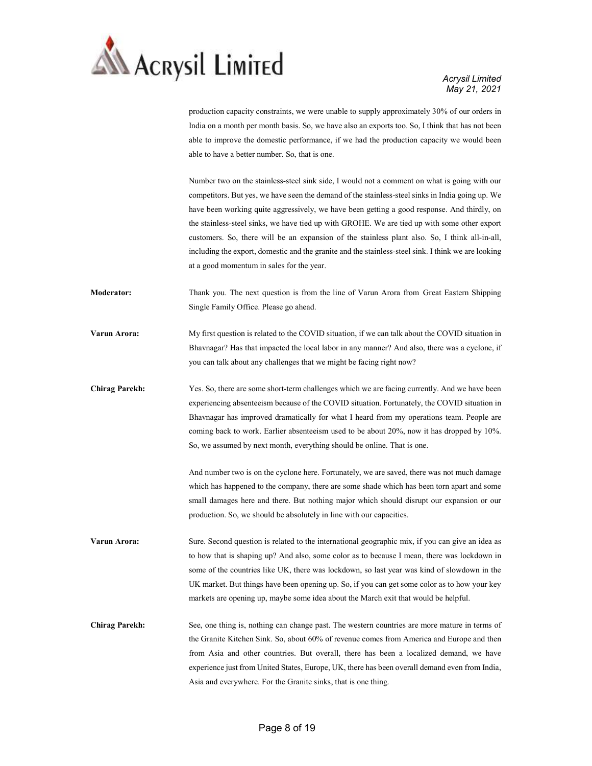production capacity constraints, we were unable to supply approximately 30% of our orders in India on a month per month basis. So, we have also an exports too. So, I think that has not been able to improve the domestic performance, if we had the production capacity we would been able to have a better number. So, that is one.

Number two on the stainless-steel sink side, I would not a comment on what is going with our competitors. But yes, we have seen the demand of the stainless-steel sinks in India going up. We have been working quite aggressively, we have been getting a good response. And thirdly, on the stainless-steel sinks, we have tied up with GROHE. We are tied up with some other export customers. So, there will be an expansion of the stainless plant also. So, I think all-in-all, including the export, domestic and the granite and the stainless-steel sink. I think we are looking at a good momentum in sales for the year.

**Moderator:** Thank you. The next question is from the line of Varun Arora from Great Eastern Shipping Single Family Office. Please go ahead.

**Varun Arora:** My first question is related to the COVID situation, if we can talk about the COVID situation in Bhavnagar? Has that impacted the local labor in any manner? And also, there was a cyclone, if you can talk about any challenges that we might be facing right now?

**Chirag Parekh:** Yes. So, there are some short-term challenges which we are facing currently. And we have been experiencing absenteeism because of the COVID situation. Fortunately, the COVID situation in Bhavnagar has improved dramatically for what I heard from my operations team. People are coming back to work. Earlier absenteeism used to be about 20%, now it has dropped by 10%. So, we assumed by next month, everything should be online. That is one.

And number two is on the cyclone here. Fortunately, we are saved, there was not much damage which has happened to the company, there are some shade which has been torn apart and some small damages here and there. But nothing major which should disrupt our expansion or our production. So, we should be absolutely in line with our capacities.

**Varun Arora:** Sure. Second question is related to the international geographic mix, if you can give an idea as to how that is shaping up? And also, some color as to because I mean, there was lockdown in some of the countries like UK, there was lockdown, so last year was kind of slowdown in the UK market. But things have been opening up. So, if you can get some color as to how your key markets are opening up, maybe some idea about the March exit that would be helpful.

**Chirag Parekh:** See, one thing is, nothing can change past. The western countries are more mature in terms of the Granite Kitchen Sink. So, about 60% of revenue comes from America and Europe and then from Asia and other countries. But overall, there has been a localized demand, we have experience just from United States, Europe, UK, there has been overall demand even from India, Asia and everywhere. For the Granite sinks, that is one thing.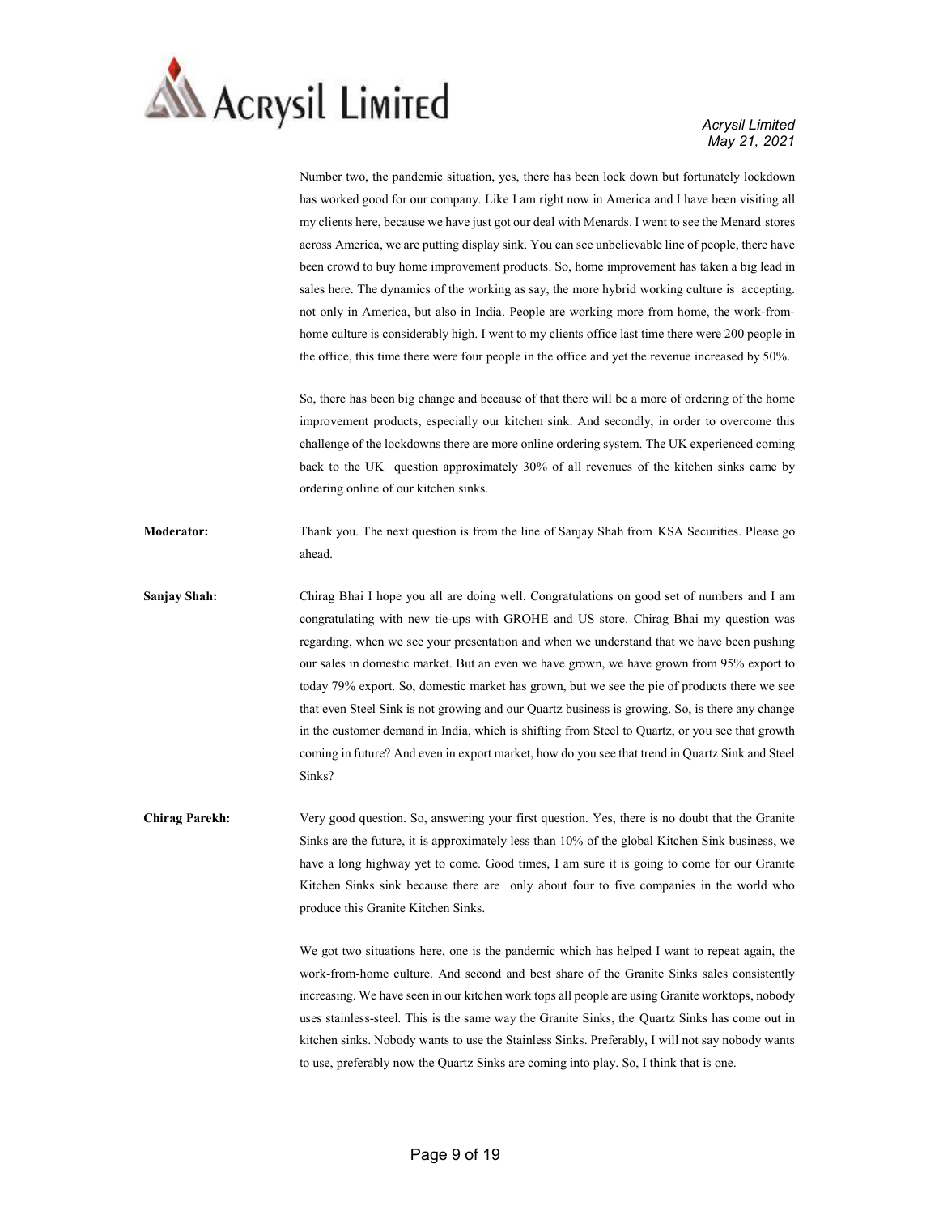Number two, the pandemic situation, yes, there has been lock down but fortunately lockdown has worked good for our company. Like I am right now in America and I have been visiting all my clients here, because we have just got our deal with Menards. I went to see the Menard stores across America, we are putting display sink. You can see unbelievable line of people, there have been crowd to buy home improvement products. So, home improvement has taken a big lead in sales here. The dynamics of the working as say, the more hybrid working culture is accepting. not only in America, but also in India. People are working more from home, the work-from-home culture is considerably high. I went to my clients office last time there were 200 people in the office, this time there were four people in the office and yet the revenue increased by 50%.

So, there has been big change and because of that there will be a more of ordering of the home improvement products, especially our kitchen sink. And secondly, in order to overcome this challenge of the lockdowns there are more online ordering system. The UK experienced coming back to the UK question approximately 30% of all revenues of the kitchen sinks came by ordering online of our kitchen sinks.

**Moderator:** Thank you. The next question is from the line of Sanjay Shah from KSA Securities. Please go ahead.

**Sanjay Shah:** Chirag Bhai I hope you all are doing well. Congratulations on good set of numbers and I am congratulating with new tie-ups with GROHE and US store. Chirag Bhai my question was regarding, when we see your presentation and when we understand that we have been pushing our sales in domestic market. But an even we have grown, we have grown from 95% export to today 79% export. So, domestic market has grown, but we see the pie of products there we see that even Steel Sink is not growing and our Quartz business is growing. So, is there any change in the customer demand in India, which is shifting from Steel to Quartz, or you see that growth coming in future? And even in export market, how do you see that trend in Quartz Sink and Steel Sinks?

**Chirag Parekh:** Very good question. So, answering your first question. Yes, there is no doubt that the Granite Sinks are the future, it is approximately less than 10% of the global Kitchen Sink business, we have a long highway yet to come. Good times, I am sure it is going to come for our Granite Kitchen Sinks sink because there are only about four to five companies in the world who produce this Granite Kitchen Sinks.

We got two situations here, one is the pandemic which has helped I want to repeat again, the work-from-home culture. And second and best share of the Granite Sinks sales consistently increasing. We have seen in our kitchen work tops all people are using Granite worktops, nobody uses stainless-steel. This is the same way the Granite Sinks, the Quartz Sinks has come out in kitchen sinks. Nobody wants to use the Stainless Sinks. Preferably, I will not say nobody wants to use, preferably now the Quartz Sinks are coming into play. So, I think that is one.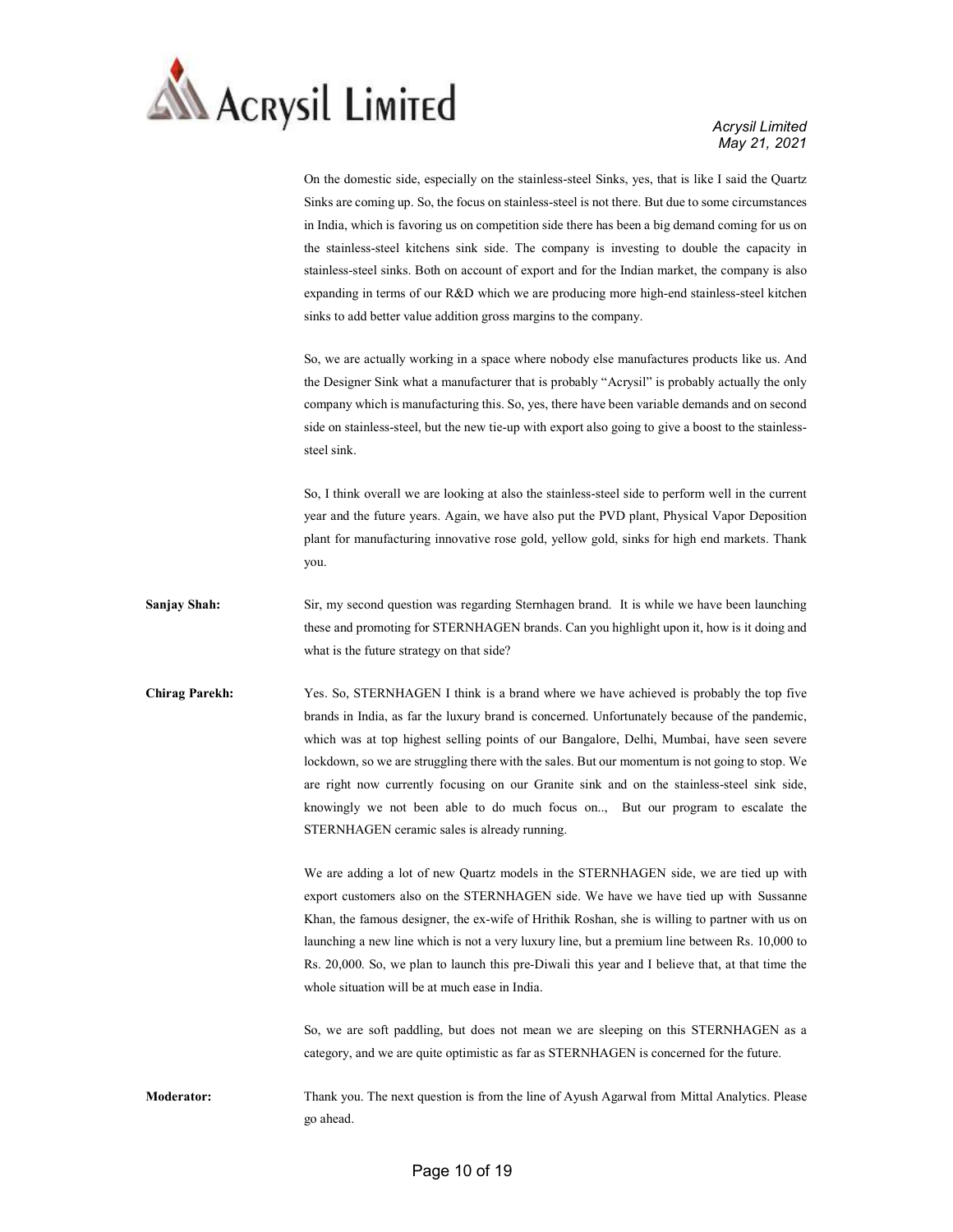On the domestic side, especially on the stainless-steel Sinks, yes, that is like I said the Quartz Sinks are coming up. So, the focus on stainless-steel is not there. But due to some circumstances in India, which is favoring us on competition side there has been a big demand coming for us on the stainless-steel kitchens sink side. The company is investing to double the capacity in stainless-steel sinks. Both on account of export and for the Indian market, the company is also expanding in terms of our R&D which we are producing more high-end stainless-steel kitchen sinks to add better value addition gross margins to the company.

So, we are actually working in a space where nobody else manufactures products like us. And the Designer Sink what a manufacturer that is probably "Acrysil" is probably actually the only company which is manufacturing this. So, yes, there have been variable demands and on second side on stainless-steel, but the new tie-up with export also going to give a boost to the stainless-steel sink.

So, I think overall we are looking at also the stainless-steel side to perform well in the current year and the future years. Again, we have also put the PVD plant, Physical Vapor Deposition plant for manufacturing innovative rose gold, yellow gold, sinks for high end markets. Thank you.

**Sanjay Shah:** Sir, my second question was regarding Sternhagen brand. It is while we have been launching these and promoting for STERNHAGEN brands. Can you highlight upon it, how is it doing and what is the future strategy on that side?

**Chirag Parekh:** Yes. So, STERNHAGEN I think is a brand where we have achieved is probably the top five brands in India, as far the luxury brand is concerned. Unfortunately because of the pandemic, which was at top highest selling points of our Bangalore, Delhi, Mumbai, have seen severe lockdown, so we are struggling there with the sales. But our momentum is not going to stop. We are right now currently focusing on our Granite sink and on the stainless-steel sink side, knowingly we not been able to do much focus on.., But our program to escalate the STERNHAGEN ceramic sales is already running.

We are adding a lot of new Quartz models in the STERNHAGEN side, we are tied up with export customers also on the STERNHAGEN side. We have we have tied up with Sussanne Khan, the famous designer, the ex-wife of Hrithik Roshan, she is willing to partner with us on launching a new line which is not a very luxury line, but a premium line between Rs. 10,000 to Rs. 20,000. So, we plan to launch this pre-Diwali this year and I believe that, at that time the whole situation will be at much ease in India.

So, we are soft paddling, but does not mean we are sleeping on this STERNHAGEN as a category, and we are quite optimistic as far as STERNHAGEN is concerned for the future.

**Moderator:** Thank you. The next question is from the line of Ayush Agarwal from Mittal Analytics. Please go ahead.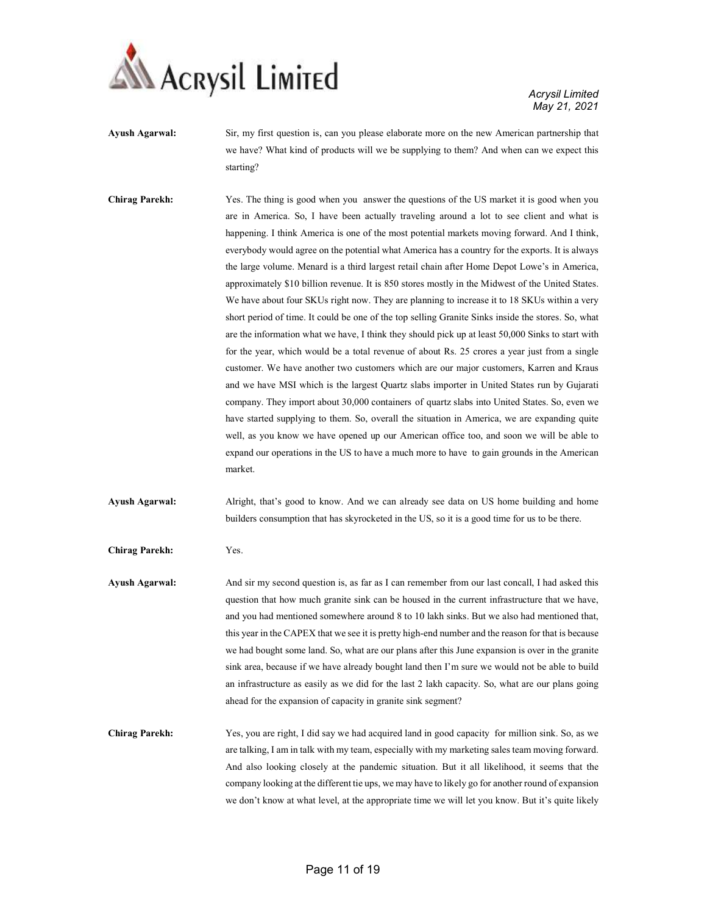**Ayush Agarwal:** Sir, my first question is, can you please elaborate more on the new American partnership that we have? What kind of products will we be supplying to them? And when can we expect this starting?

**Chirag Parekh:** Yes. The thing is good when you answer the questions of the US market it is good when you are in America. So, I have been actually traveling around a lot to see client and what is happening. I think America is one of the most potential markets moving forward. And I think, everybody would agree on the potential what America has a country for the exports. It is always the large volume. Menard is a third largest retail chain after Home Depot Lowe's in America, approximately $10 billion revenue. It is 850 stores mostly in the Midwest of the United States. We have about four SKUs right now. They are planning to increase it to 18 SKUs within a very short period of time. It could be one of the top selling Granite Sinks inside the stores. So, what are the information what we have, I think they should pick up at least 50,000 Sinks to start with for the year, which would be a total revenue of about Rs. 25 crores a year just from a single customer. We have another two customers which are our major customers, Karren and Kraus and we have MSI which is the largest Quartz slabs importer in United States run by Gujarati company. They import about 30,000 containers of quartz slabs into United States. So, even we have started supplying to them. So, overall the situation in America, we are expanding quite well, as you know we have opened up our American office too, and soon we will be able to expand our operations in the US to have a much more to have to gain grounds in the American market.

**Ayush Agarwal:** Alright, that's good to know. And we can already see data on US home building and home builders consumption that has skyrocketed in the US, so it is a good time for us to be there.

**Chirag Parekh:** Yes.

**Ayush Agarwal:** And sir my second question is, as far as I can remember from our last concall, I had asked this question that how much granite sink can be housed in the current infrastructure that we have, and you had mentioned somewhere around 8 to 10 lakh sinks. But we also had mentioned that, this year in the CAPEX that we see it is pretty high-end number and the reason for that is because we had bought some land. So, what are our plans after this June expansion is over in the granite sink area, because if we have already bought land then I'm sure we would not be able to build an infrastructure as easily as we did for the last 2 lakh capacity. So, what are our plans going ahead for the expansion of capacity in granite sink segment?

**Chirag Parekh:** Yes, you are right, I did say we had acquired land in good capacity for million sink. So, as we are talking, I am in talk with my team, especially with my marketing sales team moving forward. And also looking closely at the pandemic situation. But it all likelihood, it seems that the company looking at the different tie ups, we may have to likely go for another round of expansion we don't know at what level, at the appropriate time we will let you know. But it's quite likely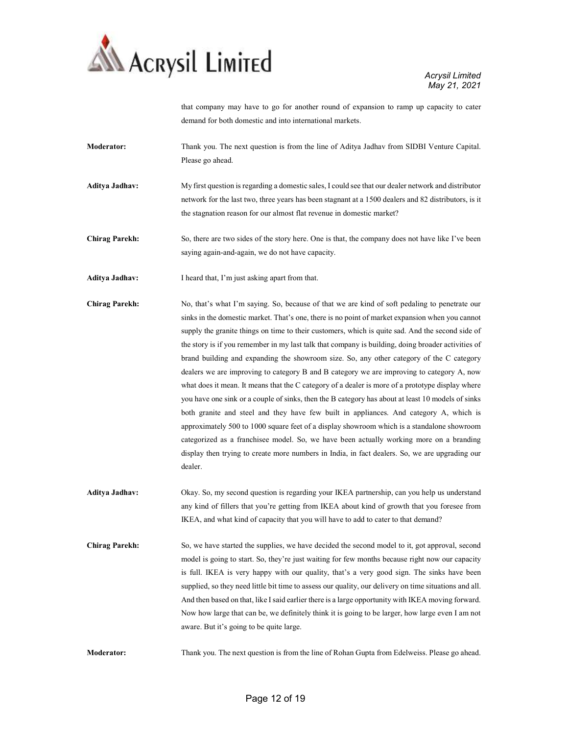that company may have to go for another round of expansion to ramp up capacity to cater demand for both domestic and into international markets.

**Moderator:** Thank you. The next question is from the line of Aditya Jadhav from SIDBI Venture Capital. Please go ahead.

**Aditya Jadhav:** My first question is regarding a domestic sales, I could see that our dealer network and distributor network for the last two, three years has been stagnant at a 1500 dealers and 82 distributors, is it the stagnation reason for our almost flat revenue in domestic market?

**Chirag Parekh:** So, there are two sides of the story here. One is that, the company does not have like I've been saying again-and-again, we do not have capacity.

**Aditya Jadhav:** I heard that, I'm just asking apart from that.

**Chirag Parekh:** No, that's what I'm saying. So, because of that we are kind of soft pedaling to penetrate our sinks in the domestic market. That's one, there is no point of market expansion when you cannot supply the granite things on time to their customers, which is quite sad. And the second side of the story is if you remember in my last talk that company is building, doing broader activities of brand building and expanding the showroom size. So, any other category of the C category dealers we are improving to category B and B category we are improving to category A, now what does it mean. It means that the C category of a dealer is more of a prototype display where you have one sink or a couple of sinks, then the B category has about at least 10 models of sinks both granite and steel and they have few built in appliances. And category A, which is approximately 500 to 1000 square feet of a display showroom which is a standalone showroom categorized as a franchisee model. So, we have been actually working more on a branding display then trying to create more numbers in India, in fact dealers. So, we are upgrading our dealer.

**Aditya Jadhav:** Okay. So, my second question is regarding your IKEA partnership, can you help us understand any kind of fillers that you're getting from IKEA about kind of growth that you foresee from IKEA, and what kind of capacity that you will have to add to cater to that demand?

**Chirag Parekh:** So, we have started the supplies, we have decided the second model to it, got approval, second model is going to start. So, they're just waiting for few months because right now our capacity is full. IKEA is very happy with our quality, that's a very good sign. The sinks have been supplied, so they need little bit time to assess our quality, our delivery on time situations and all. And then based on that, like I said earlier there is a large opportunity with IKEA moving forward. Now how large that can be, we definitely think it is going to be larger, how large even I am not aware. But it's going to be quite large.

**Moderator:** Thank you. The next question is from the line of Rohan Gupta from Edelweiss. Please go ahead.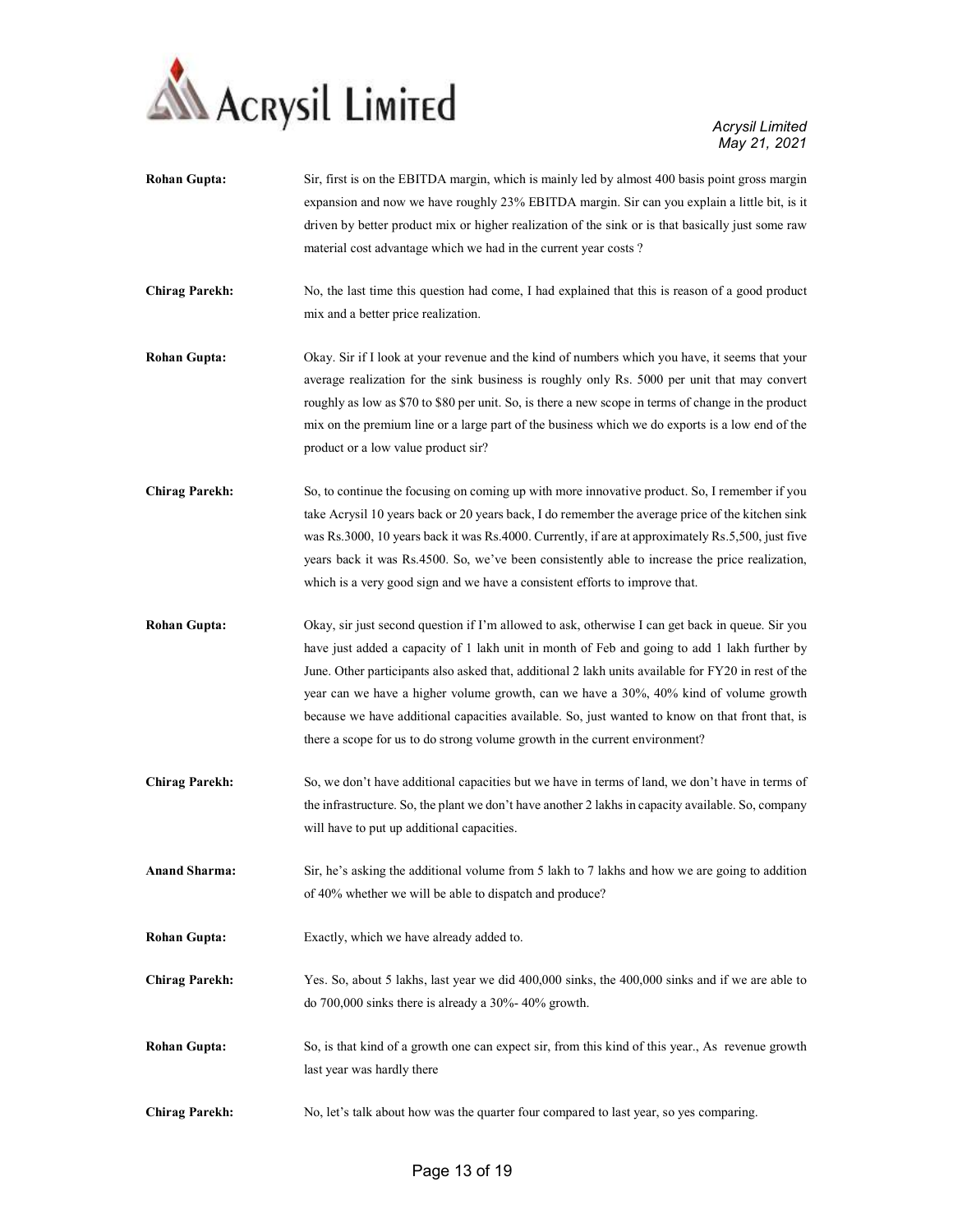**Rohan Gupta:** Sir, first is on the EBITDA margin, which is mainly led by almost 400 basis point gross margin expansion and now we have roughly 23% EBITDA margin. Sir can you explain a little bit, is it driven by better product mix or higher realization of the sink or is that basically just some raw material cost advantage which we had in the current year costs ?

**Chirag Parekh:** No, the last time this question had come, I had explained that this is reason of a good product mix and a better price realization.

**Rohan Gupta:** Okay. Sir if I look at your revenue and the kind of numbers which you have, it seems that your average realization for the sink business is roughly only Rs. 5000 per unit that may convert roughly as low as $70 to $80 per unit. So, is there a new scope in terms of change in the product mix on the premium line or a large part of the business which we do exports is a low end of the product or a low value product sir?

**Chirag Parekh:** So, to continue the focusing on coming up with more innovative product. So, I remember if you take Acrysil 10 years back or 20 years back, I do remember the average price of the kitchen sink was Rs.3000, 10 years back it was Rs.4000. Currently, if are at approximately Rs.5,500, just five years back it was Rs.4500. So, we've been consistently able to increase the price realization, which is a very good sign and we have a consistent efforts to improve that.

**Rohan Gupta:** Okay, sir just second question if I'm allowed to ask, otherwise I can get back in queue. Sir you have just added a capacity of 1 lakh unit in month of Feb and going to add 1 lakh further by June. Other participants also asked that, additional 2 lakh units available for FY20 in rest of the year can we have a higher volume growth, can we have a 30%, 40% kind of volume growth because we have additional capacities available. So, just wanted to know on that front that, is there a scope for us to do strong volume growth in the current environment?

**Chirag Parekh:** So, we don't have additional capacities but we have in terms of land, we don't have in terms of the infrastructure. So, the plant we don't have another 2 lakhs in capacity available. So, company will have to put up additional capacities.

**Anand Sharma:** Sir, he's asking the additional volume from 5 lakh to 7 lakhs and how we are going to addition of 40% whether we will be able to dispatch and produce?

**Rohan Gupta:** Exactly, which we have already added to.

**Chirag Parekh:** Yes. So, about 5 lakhs, last year we did 400,000 sinks, the 400,000 sinks and if we are able to do 700,000 sinks there is already a 30%- 40% growth.

**Rohan Gupta:** So, is that kind of a growth one can expect sir, from this kind of this year., As revenue growth last year was hardly there

**Chirag Parekh:** No, let's talk about how was the quarter four compared to last year, so yes comparing.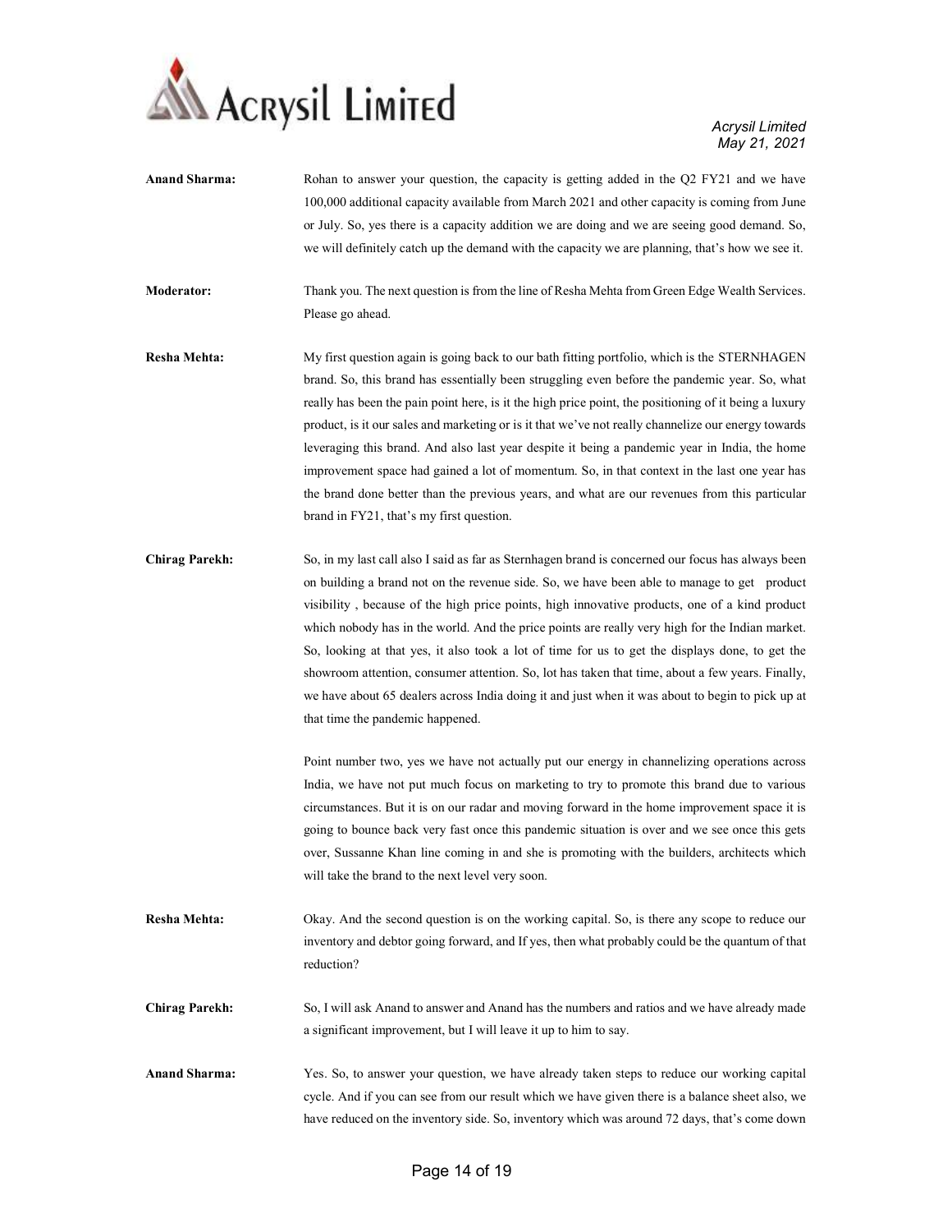**Anand Sharma:** Rohan to answer your question, the capacity is getting added in the Q2 FY21 and we have 100,000 additional capacity available from March 2021 and other capacity is coming from June or July. So, yes there is a capacity addition we are doing and we are seeing good demand. So, we will definitely catch up the demand with the capacity we are planning, that's how we see it.

**Moderator:** Thank you. The next question is from the line of Resha Mehta from Green Edge Wealth Services. Please go ahead.

**Resha Mehta:** My first question again is going back to our bath fitting portfolio, which is the STERNHAGEN brand. So, this brand has essentially been struggling even before the pandemic year. So, what really has been the pain point here, is it the high price point, the positioning of it being a luxury product, is it our sales and marketing or is it that we've not really channelize our energy towards leveraging this brand. And also last year despite it being a pandemic year in India, the home improvement space had gained a lot of momentum. So, in that context in the last one year has the brand done better than the previous years, and what are our revenues from this particular brand in FY21, that's my first question.

**Chirag Parekh:** So, in my last call also I said as far as Sternhagen brand is concerned our focus has always been on building a brand not on the revenue side. So, we have been able to manage to get product visibility , because of the high price points, high innovative products, one of a kind product which nobody has in the world. And the price points are really very high for the Indian market. So, looking at that yes, it also took a lot of time for us to get the displays done, to get the showroom attention, consumer attention. So, lot has taken that time, about a few years. Finally, we have about 65 dealers across India doing it and just when it was about to begin to pick up at that time the pandemic happened.

Point number two, yes we have not actually put our energy in channelizing operations across India, we have not put much focus on marketing to try to promote this brand due to various circumstances. But it is on our radar and moving forward in the home improvement space it is going to bounce back very fast once this pandemic situation is over and we see once this gets over, Sussanne Khan line coming in and she is promoting with the builders, architects which will take the brand to the next level very soon.

**Resha Mehta:** Okay. And the second question is on the working capital. So, is there any scope to reduce our inventory and debtor going forward, and If yes, then what probably could be the quantum of that reduction?

**Chirag Parekh:** So, I will ask Anand to answer and Anand has the numbers and ratios and we have already made a significant improvement, but I will leave it up to him to say.

**Anand Sharma:** Yes. So, to answer your question, we have already taken steps to reduce our working capital cycle. And if you can see from our result which we have given there is a balance sheet also, we have reduced on the inventory side. So, inventory which was around 72 days, that's come down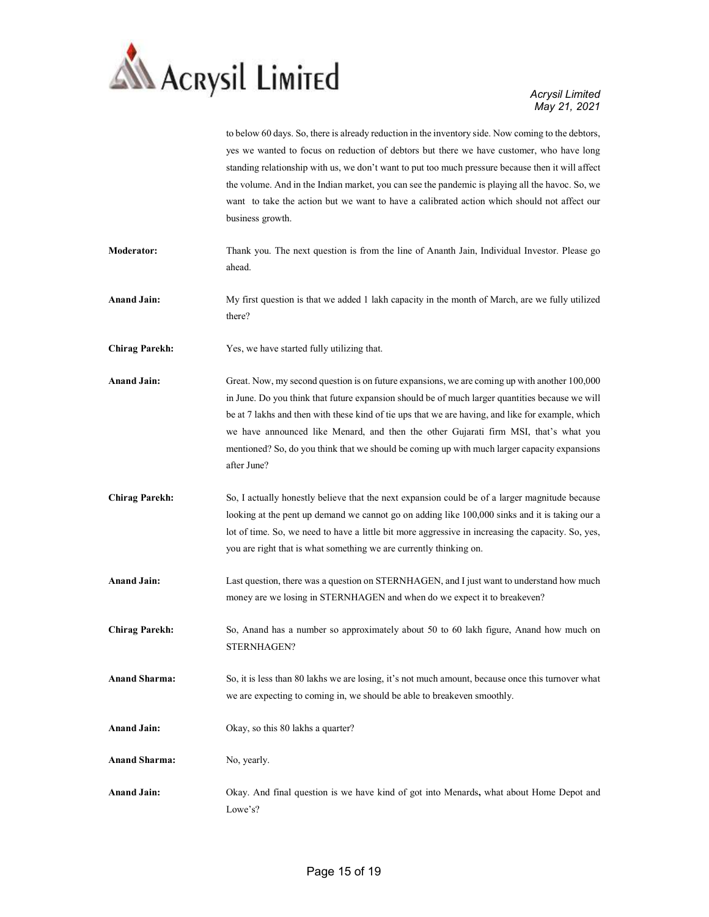to below 60 days. So, there is already reduction in the inventory side. Now coming to the debtors, yes we wanted to focus on reduction of debtors but there we have customer, who have long standing relationship with us, we don't want to put too much pressure because then it will affect the volume. And in the Indian market, you can see the pandemic is playing all the havoc. So, we want to take the action but we want to have a calibrated action which should not affect our business growth.

**Moderator:** Thank you. The next question is from the line of Ananth Jain, Individual Investor. Please go ahead.

**Anand Jain:** My first question is that we added 1 lakh capacity in the month of March, are we fully utilized there?

**Chirag Parekh:** Yes, we have started fully utilizing that.

**Anand Jain:** Great. Now, my second question is on future expansions, we are coming up with another 100,000 in June. Do you think that future expansion should be of much larger quantities because we will be at 7 lakhs and then with these kind of tie ups that we are having, and like for example, which we have announced like Menard, and then the other Gujarati firm MSI, that's what you mentioned? So, do you think that we should be coming up with much larger capacity expansions after June?

**Chirag Parekh:** So, I actually honestly believe that the next expansion could be of a larger magnitude because looking at the pent up demand we cannot go on adding like 100,000 sinks and it is taking our a lot of time. So, we need to have a little bit more aggressive in increasing the capacity. So, yes, you are right that is what something we are currently thinking on.

**Anand Jain:** Last question, there was a question on STERNHAGEN, and I just want to understand how much money are we losing in STERNHAGEN and when do we expect it to breakeven?

**Chirag Parekh:** So, Anand has a number so approximately about 50 to 60 lakh figure, Anand how much on STERNHAGEN?

**Anand Sharma:** So, it is less than 80 lakhs we are losing, it's not much amount, because once this turnover what we are expecting to coming in, we should be able to breakeven smoothly.

**Anand Jain:** Okay, so this 80 lakhs a quarter?

**Anand Sharma:** No, yearly.

**Anand Jain:** Okay. And final question is we have kind of got into Menards**,** what about Home Depot and Lowe's?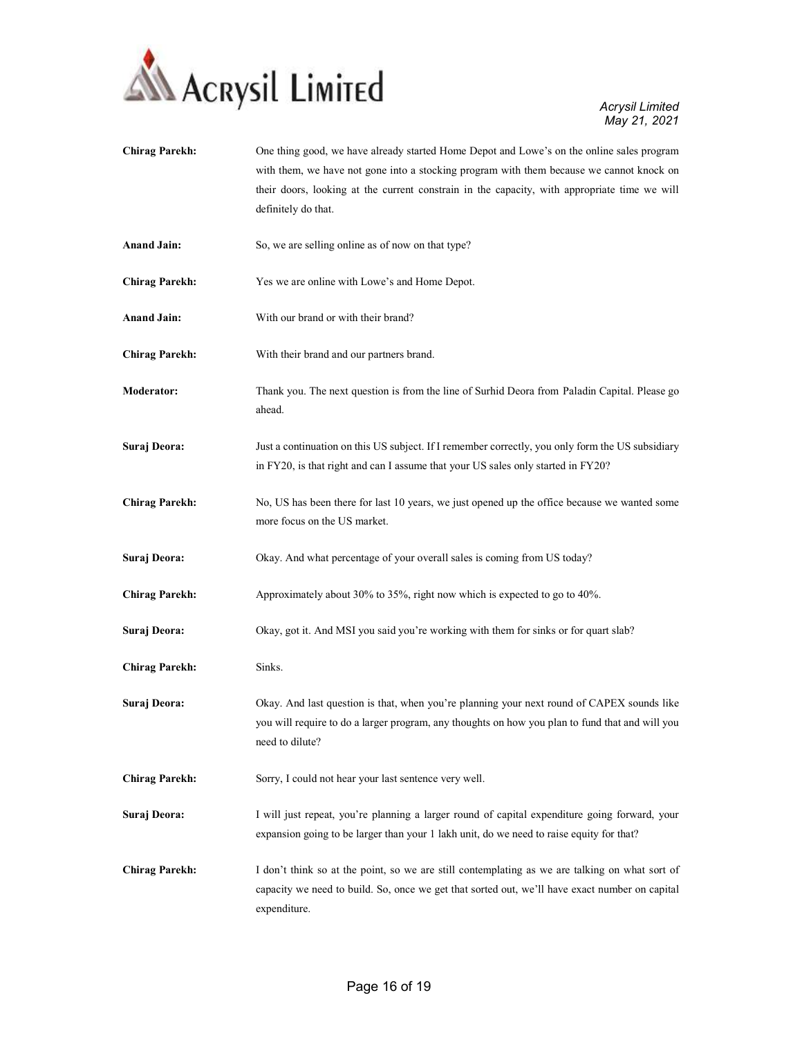**Chirag Parekh:** One thing good, we have already started Home Depot and Lowe's on the online sales program with them, we have not gone into a stocking program with them because we cannot knock on their doors, looking at the current constrain in the capacity, with appropriate time we will definitely do that.

**Anand Jain:** So, we are selling online as of now on that type?

**Chirag Parekh:** Yes we are online with Lowe's and Home Depot.

**Anand Jain:** With our brand or with their brand?

**Chirag Parekh:** With their brand and our partners brand.

**Moderator:** Thank you. The next question is from the line of Surhid Deora from Paladin Capital. Please go ahead.

**Suraj Deora:** Just a continuation on this US subject. If I remember correctly, you only form the US subsidiary in FY20, is that right and can I assume that your US sales only started in FY20?

**Chirag Parekh:** No, US has been there for last 10 years, we just opened up the office because we wanted some more focus on the US market.

**Suraj Deora:** Okay. And what percentage of your overall sales is coming from US today?

**Chirag Parekh:** Approximately about 30% to 35%, right now which is expected to go to 40%.

**Suraj Deora:** Okay, got it. And MSI you said you're working with them for sinks or for quart slab?

**Chirag Parekh:** Sinks.

**Suraj Deora:** Okay. And last question is that, when you're planning your next round of CAPEX sounds like you will require to do a larger program, any thoughts on how you plan to fund that and will you need to dilute?

**Chirag Parekh:** Sorry, I could not hear your last sentence very well.

**Suraj Deora:** I will just repeat, you're planning a larger round of capital expenditure going forward, your expansion going to be larger than your 1 lakh unit, do we need to raise equity for that?

**Chirag Parekh:** I don't think so at the point, so we are still contemplating as we are talking on what sort of capacity we need to build. So, once we get that sorted out, we'll have exact number on capital expenditure.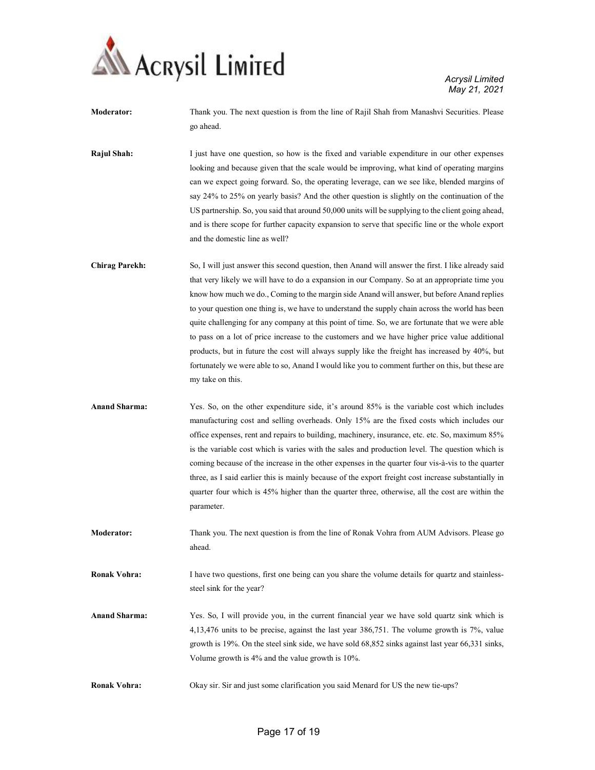**Moderator:** Thank you. The next question is from the line of Rajil Shah from Manashvi Securities. Please go ahead.

**Rajul Shah:** I just have one question, so how is the fixed and variable expenditure in our other expenses looking and because given that the scale would be improving, what kind of operating margins can we expect going forward. So, the operating leverage, can we see like, blended margins of say 24% to 25% on yearly basis? And the other question is slightly on the continuation of the US partnership. So, you said that around 50,000 units will be supplying to the client going ahead, and is there scope for further capacity expansion to serve that specific line or the whole export and the domestic line as well?

**Chirag Parekh:** So, I will just answer this second question, then Anand will answer the first. I like already said that very likely we will have to do a expansion in our Company. So at an appropriate time you know how much we do., Coming to the margin side Anand will answer, but before Anand replies to your question one thing is, we have to understand the supply chain across the world has been quite challenging for any company at this point of time. So, we are fortunate that we were able to pass on a lot of price increase to the customers and we have higher price value additional products, but in future the cost will always supply like the freight has increased by 40%, but fortunately we were able to so, Anand I would like you to comment further on this, but these are my take on this.

**Anand Sharma:** Yes. So, on the other expenditure side, it's around 85% is the variable cost which includes manufacturing cost and selling overheads. Only 15% are the fixed costs which includes our office expenses, rent and repairs to building, machinery, insurance, etc. etc. So, maximum 85% is the variable cost which is varies with the sales and production level. The question which is coming because of the increase in the other expenses in the quarter four vis-à-vis to the quarter three, as I said earlier this is mainly because of the export freight cost increase substantially in quarter four which is 45% higher than the quarter three, otherwise, all the cost are within the parameter.

**Moderator:** Thank you. The next question is from the line of Ronak Vohra from AUM Advisors. Please go ahead.

**Ronak Vohra:** I have two questions, first one being can you share the volume details for quartz and stainless-steel sink for the year?

**Anand Sharma:** Yes. So, I will provide you, in the current financial year we have sold quartz sink which is 4,13,476 units to be precise, against the last year 386,751. The volume growth is 7%, value growth is 19%. On the steel sink side, we have sold 68,852 sinks against last year 66,331 sinks, Volume growth is 4% and the value growth is 10%.

**Ronak Vohra:** Okay sir. Sir and just some clarification you said Menard for US the new tie-ups?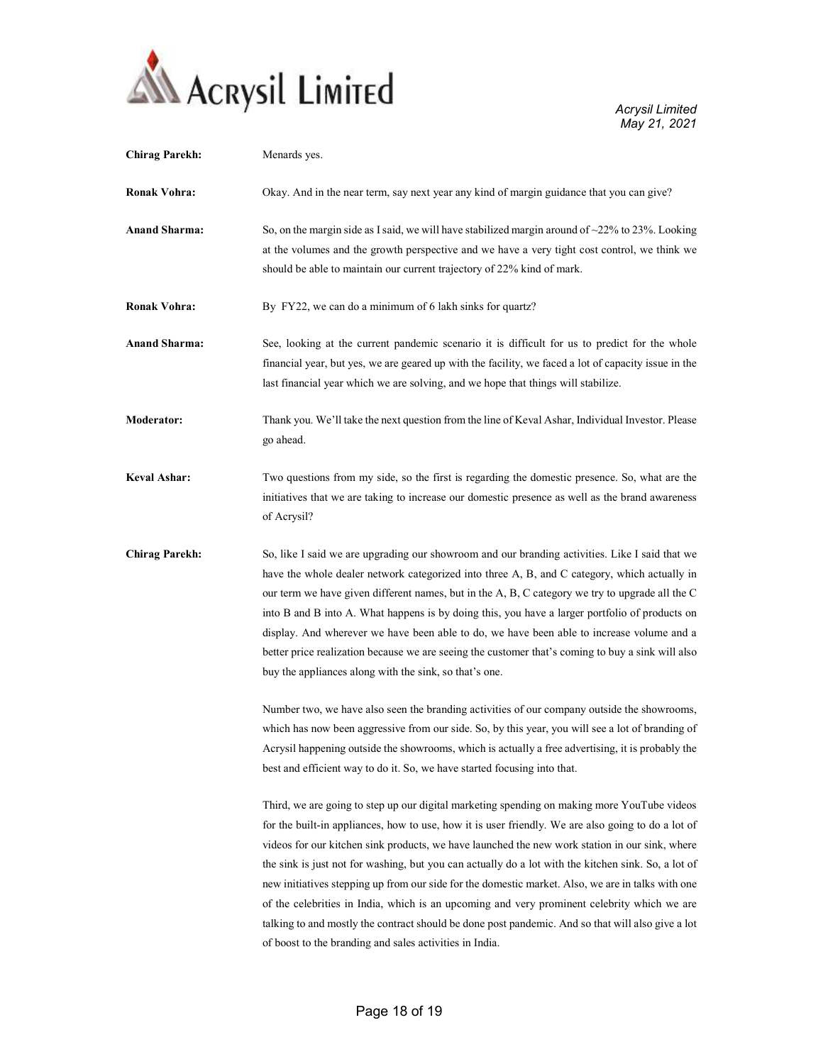**Chirag Parekh:** Menards yes.

**Ronak Vohra:** Okay. And in the near term, say next year any kind of margin guidance that you can give?

**Anand Sharma:** So, on the margin side as I said, we will have stabilized margin around of ~22% to 23%. Looking at the volumes and the growth perspective and we have a very tight cost control, we think we should be able to maintain our current trajectory of 22% kind of mark.

**Ronak Vohra:** By FY22, we can do a minimum of 6 lakh sinks for quartz?

**Anand Sharma:** See, looking at the current pandemic scenario it is difficult for us to predict for the whole financial year, but yes, we are geared up with the facility, we faced a lot of capacity issue in the last financial year which we are solving, and we hope that things will stabilize.

**Moderator:** Thank you. We'll take the next question from the line of Keval Ashar, Individual Investor. Please go ahead.

**Keval Ashar:** Two questions from my side, so the first is regarding the domestic presence. So, what are the initiatives that we are taking to increase our domestic presence as well as the brand awareness of Acrysil?

**Chirag Parekh:** So, like I said we are upgrading our showroom and our branding activities. Like I said that we have the whole dealer network categorized into three A, B, and C category, which actually in our term we have given different names, but in the A, B, C category we try to upgrade all the C into B and B into A. What happens is by doing this, you have a larger portfolio of products on display. And wherever we have been able to do, we have been able to increase volume and a better price realization because we are seeing the customer that's coming to buy a sink will also buy the appliances along with the sink, so that's one.

Number two, we have also seen the branding activities of our company outside the showrooms, which has now been aggressive from our side. So, by this year, you will see a lot of branding of Acrysil happening outside the showrooms, which is actually a free advertising, it is probably the best and efficient way to do it. So, we have started focusing into that.

Third, we are going to step up our digital marketing spending on making more YouTube videos for the built-in appliances, how to use, how it is user friendly. We are also going to do a lot of videos for our kitchen sink products, we have launched the new work station in our sink, where the sink is just not for washing, but you can actually do a lot with the kitchen sink. So, a lot of new initiatives stepping up from our side for the domestic market. Also, we are in talks with one of the celebrities in India, which is an upcoming and very prominent celebrity which we are talking to and mostly the contract should be done post pandemic. And so that will also give a lot of boost to the branding and sales activities in India.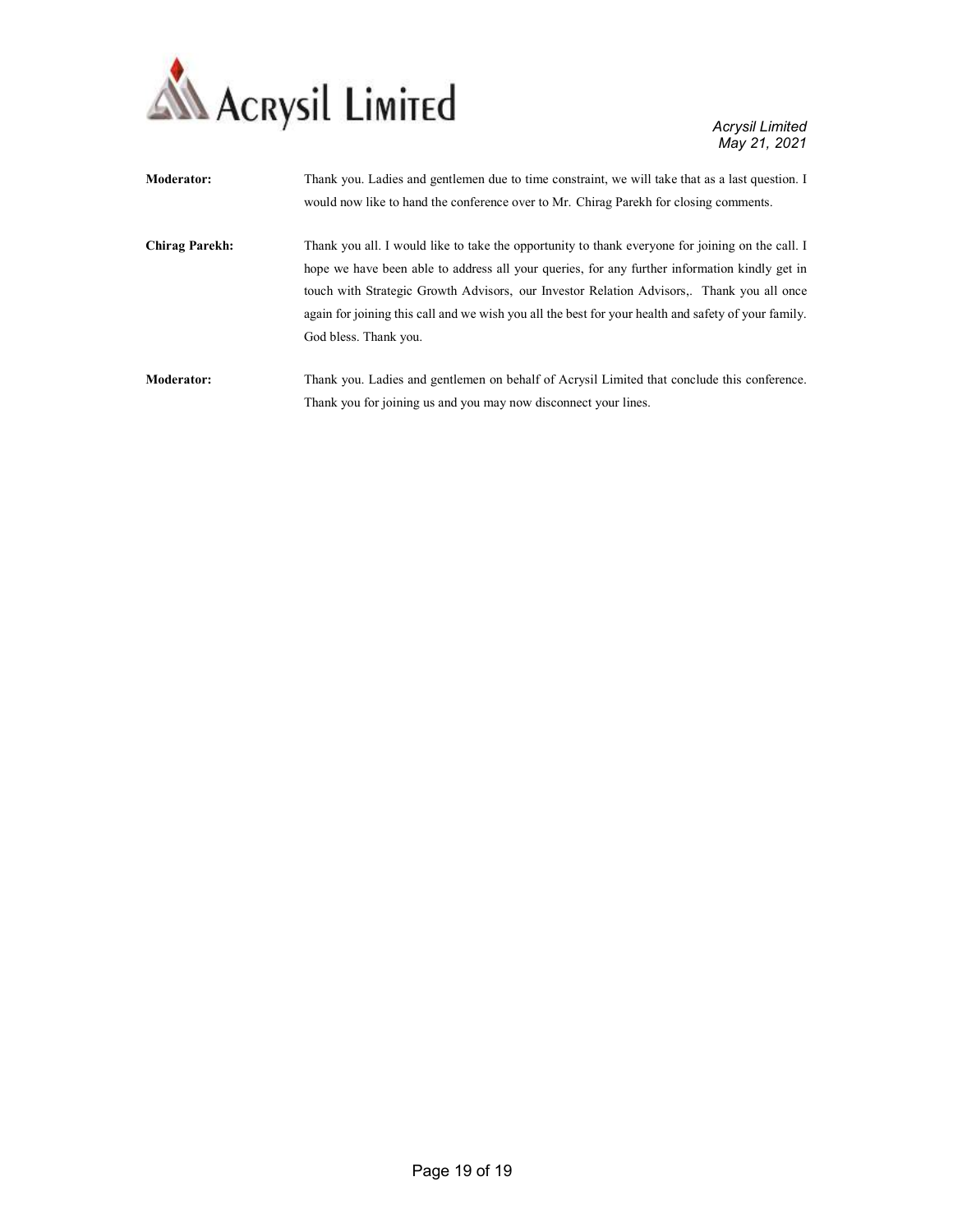**Moderator:** Thank you. Ladies and gentlemen due to time constraint, we will take that as a last question. I would now like to hand the conference over to Mr. Chirag Parekh for closing comments.

**Chirag Parekh:** Thank you all. I would like to take the opportunity to thank everyone for joining on the call. I hope we have been able to address all your queries, for any further information kindly get in touch with Strategic Growth Advisors, our Investor Relation Advisors,. Thank you all once again for joining this call and we wish you all the best for your health and safety of your family. God bless. Thank you.

**Moderator:** Thank you. Ladies and gentlemen on behalf of Acrysil Limited that conclude this conference. Thank you for joining us and you may now disconnect your lines.